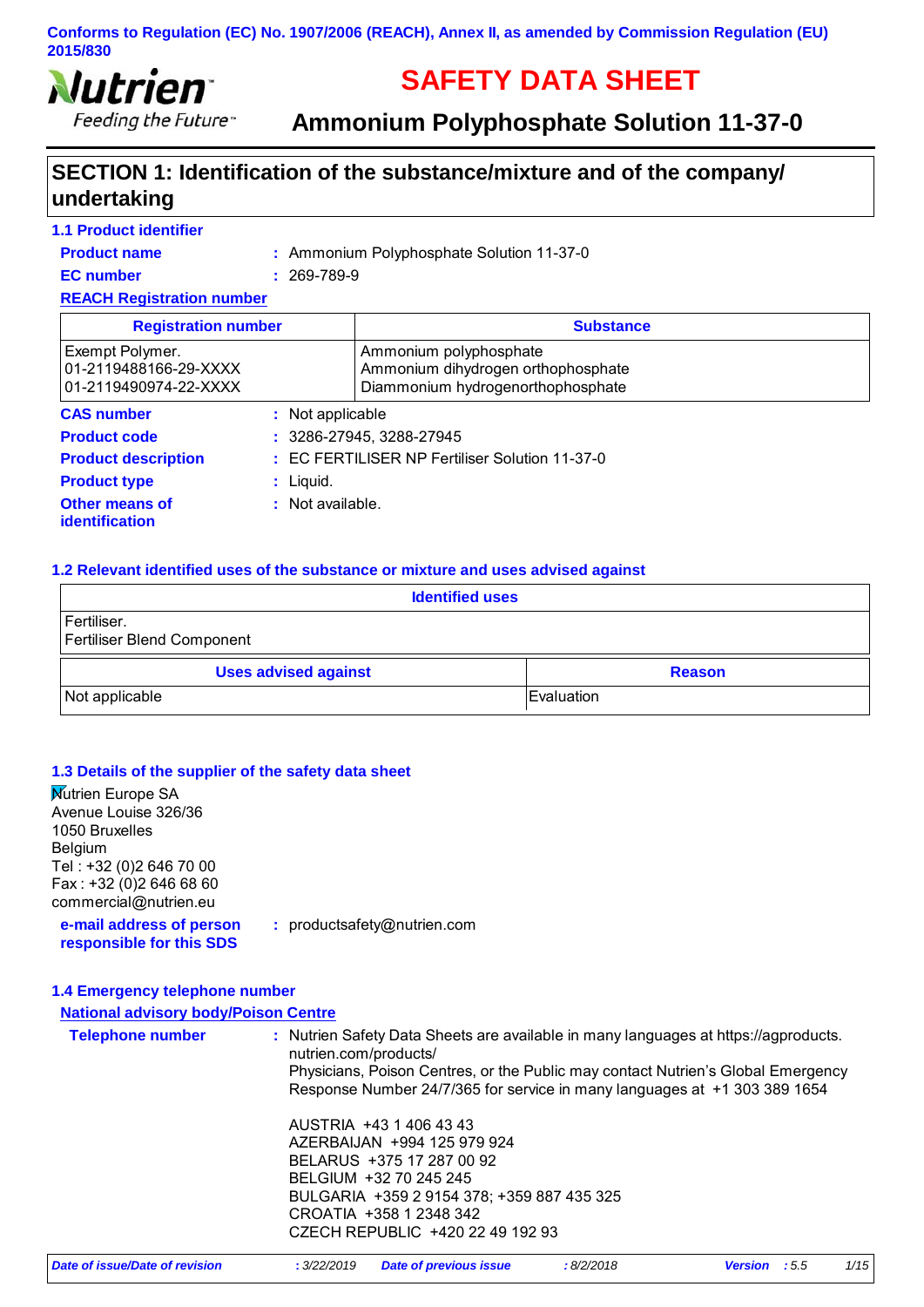Conforms to Regulation (EC) No. 1907/2006 (REACH), Annex II, as amended by Commission Regulation (EU) 2015/830

# SAFETY DATA SHEET

## Ammonium Polyphosphate Solution 11-37-0

## SECTION 1: Identification of the substance/mixture and of the company/ undertaking

### 1.1 Product identifier

**Product name** : Ammonium Polyphosphate Solution 11-37-0

**EC number** : 269-789-9

**REACH Registration number**

| Registration number | Substance |
|---|---|
| Exempt Polymer.<br>01-2119488166-29-XXXX<br>01-2119490974-22-XXXX | Ammonium polyphosphate<br>Ammonium dihydrogen orthophosphate<br>Diammonium hydrogenorthophosphate |

**CAS number** : Not applicable

**Product code** : 3286-27945, 3288-27945

**Product description** : EC FERTILISER NP Fertiliser Solution 11-37-0

**Product type** : Liquid.

**Other means of identification** : Not available.

### 1.2 Relevant identified uses of the substance or mixture and uses advised against

| Identified uses |
|---|
| Fertiliser.<br>Fertiliser Blend Component |

| Uses advised against | Reason |
|---|---|
| Not applicable | Evaluation |

### 1.3 Details of the supplier of the safety data sheet

Nutrien Europe SA
Avenue Louise 326/36
1050 Bruxelles
Belgium
Tel : +32 (0)2 646 70 00
Fax : +32 (0)2 646 68 60
commercial@nutrien.eu

**e-mail address of person responsible for this SDS** : productsafety@nutrien.com

### 1.4 Emergency telephone number

**National advisory body/Poison Centre**

**Telephone number** : Nutrien Safety Data Sheets are available in many languages at https://agproducts.nutrien.com/products/
Physicians, Poison Centres, or the Public may contact Nutrien's Global Emergency Response Number 24/7/365 for service in many languages at +1 303 389 1654

AUSTRIA +43 1 406 43 43
AZERBAIJAN +994 125 979 924
BELARUS +375 17 287 00 92
BELGIUM +32 70 245 245
BULGARIA +359 2 9154 378; +359 887 435 325
CROATIA +358 1 2348 342
CZECH REPUBLIC +420 22 49 192 93

*Date of issue/Date of revision* : 3/22/2019 *Date of previous issue* : 8/2/2018 *Version* : 5.5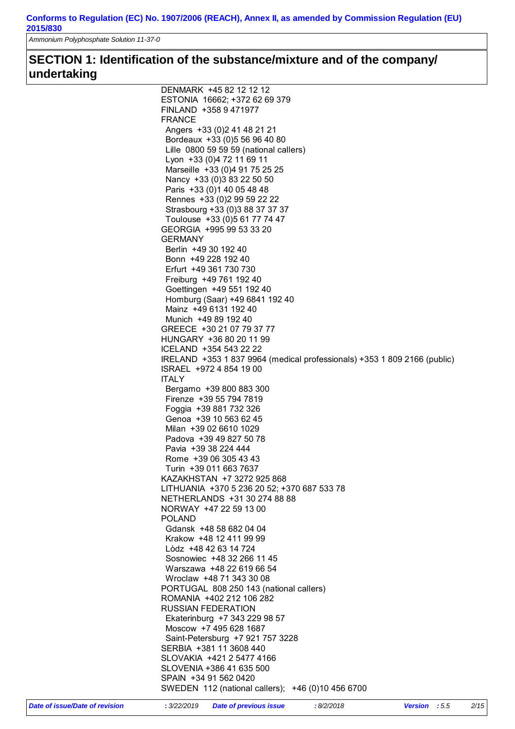## SECTION 1: Identification of the substance/mixture and of the company/ undertaking

DENMARK +45 82 12 12 12
ESTONIA 16662; +372 62 69 379
FINLAND +358 9 471977
FRANCE
- Angers +33 (0)2 41 48 21 21
- Bordeaux +33 (0)5 56 96 40 80
- Lille 0800 59 59 59 (national callers)
- Lyon +33 (0)4 72 11 69 11
- Marseille +33 (0)4 91 75 25 25
- Nancy +33 (0)3 83 22 50 50
- Paris +33 (0)1 40 05 48 48
- Rennes +33 (0)2 99 59 22 22
- Strasbourg +33 (0)3 88 37 37 37
- Toulouse +33 (0)5 61 77 74 47

GEORGIA +995 99 53 33 20
GERMANY
- Berlin +49 30 192 40
- Bonn +49 228 192 40
- Erfurt +49 361 730 730
- Freiburg +49 761 192 40
- Goettingen +49 551 192 40
- Homburg (Saar) +49 6841 192 40
- Mainz +49 6131 192 40
- Munich +49 89 192 40

GREECE +30 21 07 79 37 77
HUNGARY +36 80 20 11 99
ICELAND +354 543 22 22
IRELAND +353 1 837 9964 (medical professionals) +353 1 809 2166 (public)
ISRAEL +972 4 854 19 00
ITALY
- Bergamo +39 800 883 300
- Firenze +39 55 794 7819
- Foggia +39 881 732 326
- Genoa +39 10 563 62 45
- Milan +39 02 6610 1029
- Padova +39 49 827 50 78
- Pavia +39 38 224 444
- Rome +39 06 305 43 43
- Turin +39 011 663 7637

KAZAKHSTAN +7 3272 925 868
LITHUANIA +370 5 236 20 52; +370 687 533 78
NETHERLANDS +31 30 274 88 88
NORWAY +47 22 59 13 00
POLAND
- Gdansk +48 58 682 04 04
- Krakow +48 12 411 99 99
- Lòdz +48 42 63 14 724
- Sosnowiec +48 32 266 11 45
- Warszawa +48 22 619 66 54
- Wroclaw +48 71 343 30 08

PORTUGAL 808 250 143 (national callers)
ROMANIA +402 212 106 282
RUSSIAN FEDERATION
- Ekaterinburg +7 343 229 98 57
- Moscow +7 495 628 1687
- Saint-Petersburg +7 921 757 3228

SERBIA +381 11 3608 440
SLOVAKIA +421 2 5477 4166
SLOVENIA +386 41 635 500
SPAIN +34 91 562 0420
SWEDEN 112 (national callers); +46 (0)10 456 6700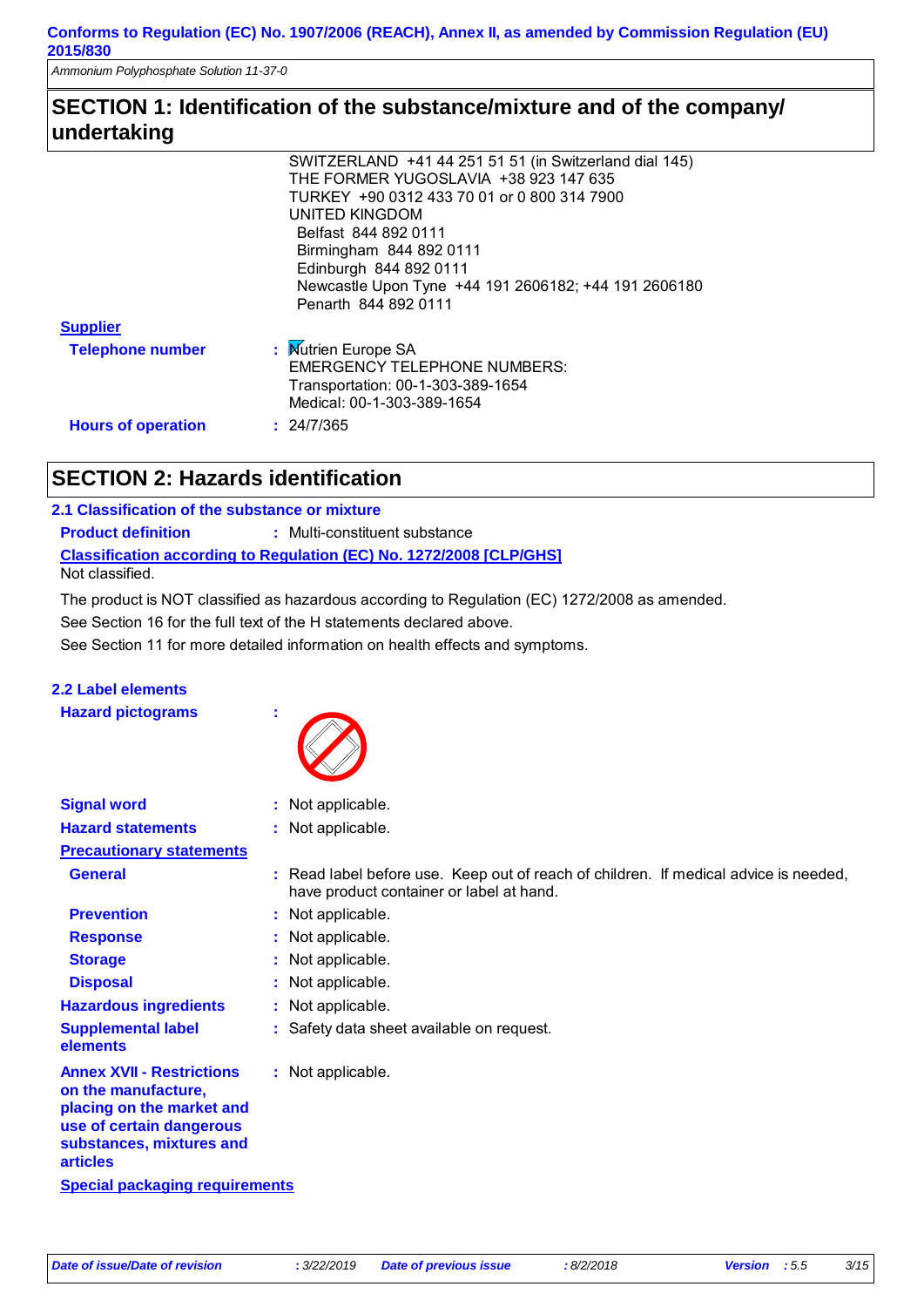**Conforms to Regulation (EC) No. 1907/2006 (REACH), Annex II, as amended by Commission Regulation (EU) 2015/830**

*Ammonium Polyphosphate Solution 11-37-0*

## SECTION 1: Identification of the substance/mixture and of the company/ undertaking

SWITZERLAND +41 44 251 51 51 (in Switzerland dial 145)
THE FORMER YUGOSLAVIA +38 923 147 635
TURKEY +90 0312 433 70 01 or 0 800 314 7900
UNITED KINGDOM
 Belfast 844 892 0111
 Birmingham 844 892 0111
 Edinburgh 844 892 0111
 Newcastle Upon Tyne +44 191 2606182; +44 191 2606180
 Penarth 844 892 0111

**Supplier**

**Telephone number** : Nutrien Europe SA
EMERGENCY TELEPHONE NUMBERS:
Transportation: 00-1-303-389-1654
Medical: 00-1-303-389-1654

**Hours of operation** : 24/7/365

## SECTION 2: Hazards identification

### 2.1 Classification of the substance or mixture

**Product definition** : Multi-constituent substance

**Classification according to Regulation (EC) No. 1272/2008 [CLP/GHS]**

Not classified.

The product is NOT classified as hazardous according to Regulation (EC) 1272/2008 as amended.

See Section 16 for the full text of the H statements declared above.

See Section 11 for more detailed information on health effects and symptoms.

### 2.2 Label elements

**Hazard pictograms** :

**Signal word** : Not applicable.

**Hazard statements** : Not applicable.

**Precautionary statements**

**General** : Read label before use. Keep out of reach of children. If medical advice is needed, have product container or label at hand.

**Prevention** : Not applicable.

**Response** : Not applicable.

**Storage** : Not applicable.

**Disposal** : Not applicable.

**Hazardous ingredients** : Not applicable.

**Supplemental label elements** : Safety data sheet available on request.

**Annex XVII - Restrictions on the manufacture, placing on the market and use of certain dangerous substances, mixtures and articles** : Not applicable.

**Special packaging requirements**

*Date of issue/Date of revision* : 3/22/2019 *Date of previous issue* : 8/2/2018 *Version* : 5.5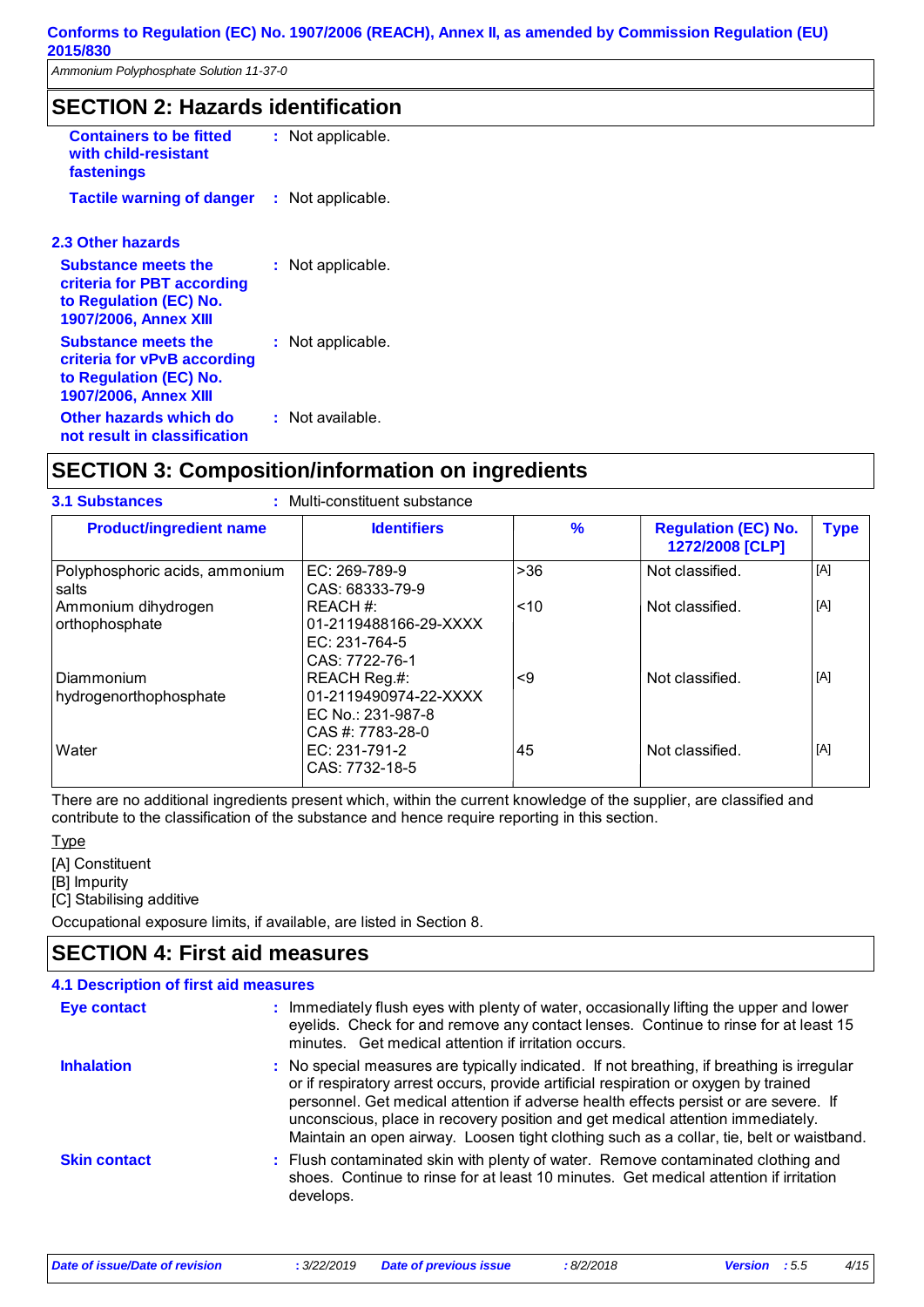## SECTION 2: Hazards identification

**Containers to be fitted with child-resistant fastenings** : Not applicable.

**Tactile warning of danger** : Not applicable.

### 2.3 Other hazards

**Substance meets the criteria for PBT according to Regulation (EC) No. 1907/2006, Annex XIII** : Not applicable.

**Substance meets the criteria for vPvB according to Regulation (EC) No. 1907/2006, Annex XIII** : Not applicable.

**Other hazards which do not result in classification** : Not available.

## SECTION 3: Composition/information on ingredients

**3.1 Substances** : Multi-constituent substance

| Product/ingredient name | Identifiers | % | Regulation (EC) No. 1272/2008 [CLP] | Type |
|---|---|---|---|---|
| Polyphosphoric acids, ammonium salts | EC: 269-789-9<br>CAS: 68333-79-9 | >36 | Not classified. | [A] |
| Ammonium dihydrogen orthophosphate | REACH #: 01-2119488166-29-XXXX<br>EC: 231-764-5<br>CAS: 7722-76-1 | <10 | Not classified. | [A] |
| Diammonium hydrogenorthophosphate | REACH Reg.#: 01-2119490974-22-XXXX<br>EC No.: 231-987-8<br>CAS #: 7783-28-0 | <9 | Not classified. | [A] |
| Water | EC: 231-791-2<br>CAS: 7732-18-5 | 45 | Not classified. | [A] |

There are no additional ingredients present which, within the current knowledge of the supplier, are classified and contribute to the classification of the substance and hence require reporting in this section.

Type

[A] Constituent
[B] Impurity
[C] Stabilising additive

Occupational exposure limits, if available, are listed in Section 8.

## SECTION 4: First aid measures

### 4.1 Description of first aid measures

**Eye contact** : Immediately flush eyes with plenty of water, occasionally lifting the upper and lower eyelids. Check for and remove any contact lenses. Continue to rinse for at least 15 minutes. Get medical attention if irritation occurs.

**Inhalation** : No special measures are typically indicated. If not breathing, if breathing is irregular or if respiratory arrest occurs, provide artificial respiration or oxygen by trained personnel. Get medical attention if adverse health effects persist or are severe. If unconscious, place in recovery position and get medical attention immediately. Maintain an open airway. Loosen tight clothing such as a collar, tie, belt or waistband.

**Skin contact** : Flush contaminated skin with plenty of water. Remove contaminated clothing and shoes. Continue to rinse for at least 10 minutes. Get medical attention if irritation develops.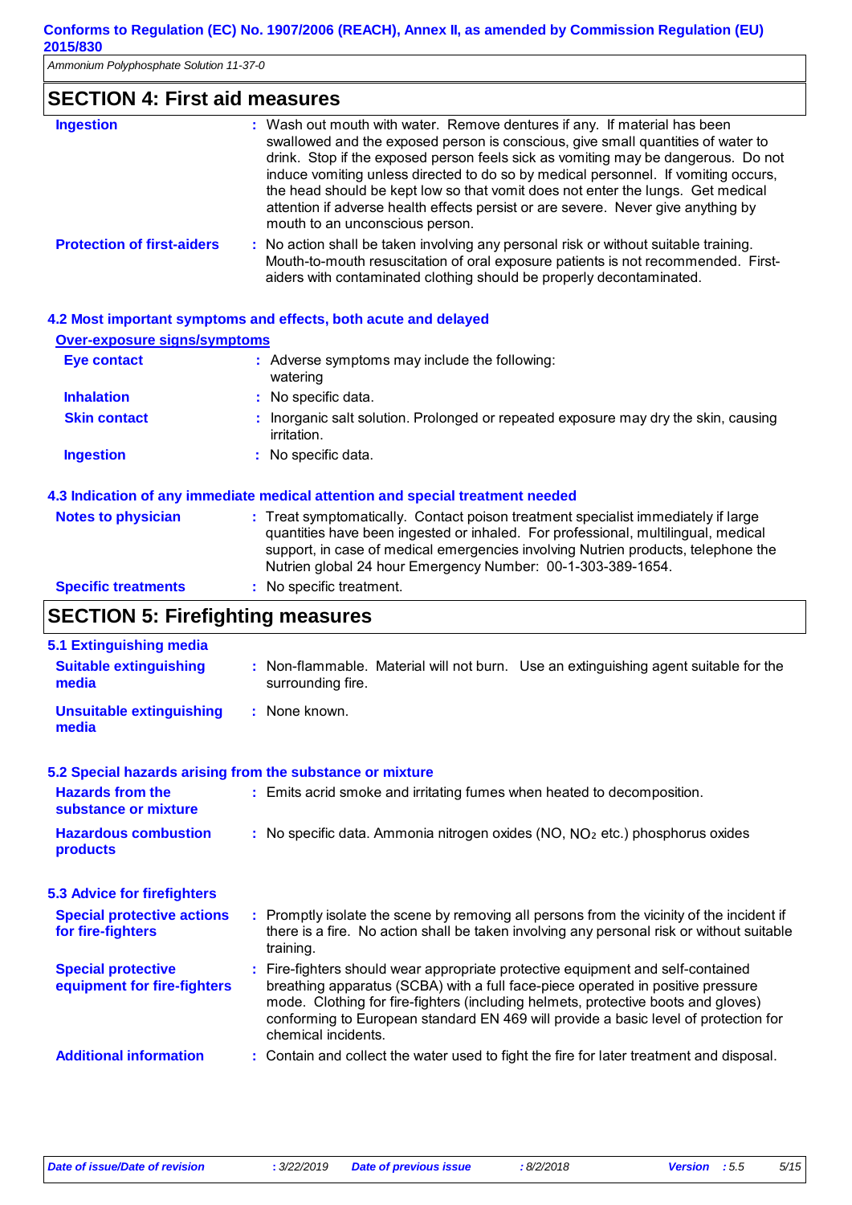## SECTION 4: First aid measures

| | |
|---|---|
| **Ingestion** | : Wash out mouth with water. Remove dentures if any. If material has been swallowed and the exposed person is conscious, give small quantities of water to drink. Stop if the exposed person feels sick as vomiting may be dangerous. Do not induce vomiting unless directed to do so by medical personnel. If vomiting occurs, the head should be kept low so that vomit does not enter the lungs. Get medical attention if adverse health effects persist or are severe. Never give anything by mouth to an unconscious person. |
| **Protection of first-aiders** | : No action shall be taken involving any personal risk or without suitable training. Mouth-to-mouth resuscitation of oral exposure patients is not recommended. First-aiders with contaminated clothing should be properly decontaminated. |

### 4.2 Most important symptoms and effects, both acute and delayed

**Over-exposure signs/symptoms**

| | |
|---|---|
| **Eye contact** | : Adverse symptoms may include the following: watering |
| **Inhalation** | : No specific data. |
| **Skin contact** | : Inorganic salt solution. Prolonged or repeated exposure may dry the skin, causing irritation. |
| **Ingestion** | : No specific data. |

### 4.3 Indication of any immediate medical attention and special treatment needed

| | |
|---|---|
| **Notes to physician** | : Treat symptomatically. Contact poison treatment specialist immediately if large quantities have been ingested or inhaled. For professional, multilingual, medical support, in case of medical emergencies involving Nutrien products, telephone the Nutrien global 24 hour Emergency Number: 00-1-303-389-1654. |
| **Specific treatments** | : No specific treatment. |

## SECTION 5: Firefighting measures

### 5.1 Extinguishing media

| | |
|---|---|
| **Suitable extinguishing media** | : Non-flammable. Material will not burn. Use an extinguishing agent suitable for the surrounding fire. |
| **Unsuitable extinguishing media** | : None known. |

### 5.2 Special hazards arising from the substance or mixture

| | |
|---|---|
| **Hazards from the substance or mixture** | : Emits acrid smoke and irritating fumes when heated to decomposition. |
| **Hazardous combustion products** | : No specific data. Ammonia nitrogen oxides (NO, $NO_2$ etc.) phosphorus oxides |

### 5.3 Advice for firefighters

| | |
|---|---|
| **Special protective actions for fire-fighters** | : Promptly isolate the scene by removing all persons from the vicinity of the incident if there is a fire. No action shall be taken involving any personal risk or without suitable training. |
| **Special protective equipment for fire-fighters** | : Fire-fighters should wear appropriate protective equipment and self-contained breathing apparatus (SCBA) with a full face-piece operated in positive pressure mode. Clothing for fire-fighters (including helmets, protective boots and gloves) conforming to European standard EN 469 will provide a basic level of protection for chemical incidents. |
| **Additional information** | : Contain and collect the water used to fight the fire for later treatment and disposal. |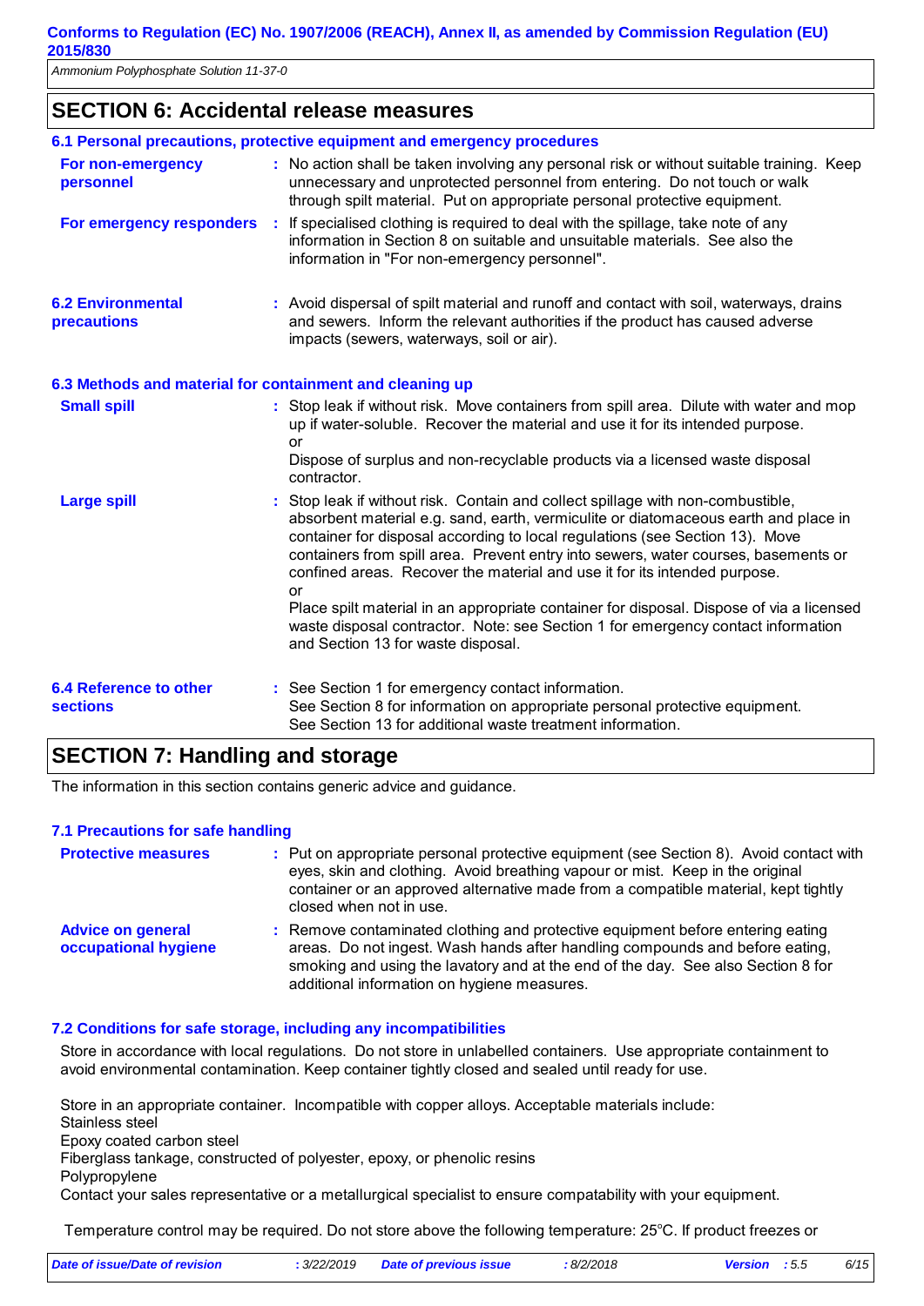## SECTION 6: Accidental release measures

### 6.1 Personal precautions, protective equipment and emergency procedures

**For non-emergency personnel** : No action shall be taken involving any personal risk or without suitable training. Keep unnecessary and unprotected personnel from entering. Do not touch or walk through spilt material. Put on appropriate personal protective equipment.

**For emergency responders** : If specialised clothing is required to deal with the spillage, take note of any information in Section 8 on suitable and unsuitable materials. See also the information in "For non-emergency personnel".

### 6.2 Environmental precautions

: Avoid dispersal of spilt material and runoff and contact with soil, waterways, drains and sewers. Inform the relevant authorities if the product has caused adverse impacts (sewers, waterways, soil or air).

### 6.3 Methods and material for containment and cleaning up

**Small spill** : Stop leak if without risk. Move containers from spill area. Dilute with water and mop up if water-soluble. Recover the material and use it for its intended purpose.
or
Dispose of surplus and non-recyclable products via a licensed waste disposal contractor.

**Large spill** : Stop leak if without risk. Contain and collect spillage with non-combustible, absorbent material e.g. sand, earth, vermiculite or diatomaceous earth and place in container for disposal according to local regulations (see Section 13). Move containers from spill area. Prevent entry into sewers, water courses, basements or confined areas. Recover the material and use it for its intended purpose.
or
Place spilt material in an appropriate container for disposal. Dispose of via a licensed waste disposal contractor. Note: see Section 1 for emergency contact information and Section 13 for waste disposal.

### 6.4 Reference to other sections

: See Section 1 for emergency contact information.
See Section 8 for information on appropriate personal protective equipment.
See Section 13 for additional waste treatment information.

## SECTION 7: Handling and storage

The information in this section contains generic advice and guidance.

### 7.1 Precautions for safe handling

**Protective measures** : Put on appropriate personal protective equipment (see Section 8). Avoid contact with eyes, skin and clothing. Avoid breathing vapour or mist. Keep in the original container or an approved alternative made from a compatible material, kept tightly closed when not in use.

**Advice on general occupational hygiene** : Remove contaminated clothing and protective equipment before entering eating areas. Do not ingest. Wash hands after handling compounds and before eating, smoking and using the lavatory and at the end of the day. See also Section 8 for additional information on hygiene measures.

### 7.2 Conditions for safe storage, including any incompatibilities

Store in accordance with local regulations. Do not store in unlabelled containers. Use appropriate containment to avoid environmental contamination. Keep container tightly closed and sealed until ready for use.

Store in an appropriate container. Incompatible with copper alloys. Acceptable materials include:
Stainless steel
Epoxy coated carbon steel
Fiberglass tankage, constructed of polyester, epoxy, or phenolic resins
Polypropylene
Contact your sales representative or a metallurgical specialist to ensure compatability with your equipment.

Temperature control may be required. Do not store above the following temperature: 25°C. If product freezes or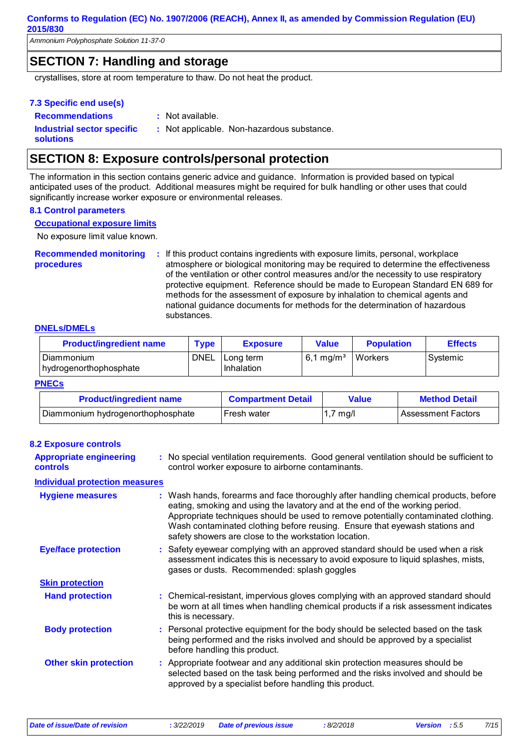## SECTION 7: Handling and storage

crystallises, store at room temperature to thaw. Do not heat the product.

**7.3 Specific end use(s)**

**Recommendations** : Not available.

**Industrial sector specific solutions** : Not applicable. Non-hazardous substance.

## SECTION 8: Exposure controls/personal protection

The information in this section contains generic advice and guidance. Information is provided based on typical anticipated uses of the product. Additional measures might be required for bulk handling or other uses that could significantly increase worker exposure or environmental releases.

**8.1 Control parameters**

**Occupational exposure limits**

No exposure limit value known.

**Recommended monitoring procedures** : If this product contains ingredients with exposure limits, personal, workplace atmosphere or biological monitoring may be required to determine the effectiveness of the ventilation or other control measures and/or the necessity to use respiratory protective equipment. Reference should be made to European Standard EN 689 for methods for the assessment of exposure by inhalation to chemical agents and national guidance documents for methods for the determination of hazardous substances.

**DNELs/DMELs**

| Product/ingredient name | Type | Exposure | Value | Population | Effects |
|---|---|---|---|---|---|
| Diammonium hydrogenorthophosphate | DNEL | Long term Inhalation | 6,1 mg/m³ | Workers | Systemic |

**PNECs**

| Product/ingredient name | Compartment Detail | Value | Method Detail |
|---|---|---|---|
| Diammonium hydrogenorthophosphate | Fresh water | 1,7 mg/l | Assessment Factors |

**8.2 Exposure controls**

**Appropriate engineering controls** : No special ventilation requirements. Good general ventilation should be sufficient to control worker exposure to airborne contaminants.

**Individual protection measures**

**Hygiene measures** : Wash hands, forearms and face thoroughly after handling chemical products, before eating, smoking and using the lavatory and at the end of the working period. Appropriate techniques should be used to remove potentially contaminated clothing. Wash contaminated clothing before reusing. Ensure that eyewash stations and safety showers are close to the workstation location.

**Eye/face protection** : Safety eyewear complying with an approved standard should be used when a risk assessment indicates this is necessary to avoid exposure to liquid splashes, mists, gases or dusts. Recommended: splash goggles

**Skin protection**

**Hand protection** : Chemical-resistant, impervious gloves complying with an approved standard should be worn at all times when handling chemical products if a risk assessment indicates this is necessary.

**Body protection** : Personal protective equipment for the body should be selected based on the task being performed and the risks involved and should be approved by a specialist before handling this product.

**Other skin protection** : Appropriate footwear and any additional skin protection measures should be selected based on the task being performed and the risks involved and should be approved by a specialist before handling this product.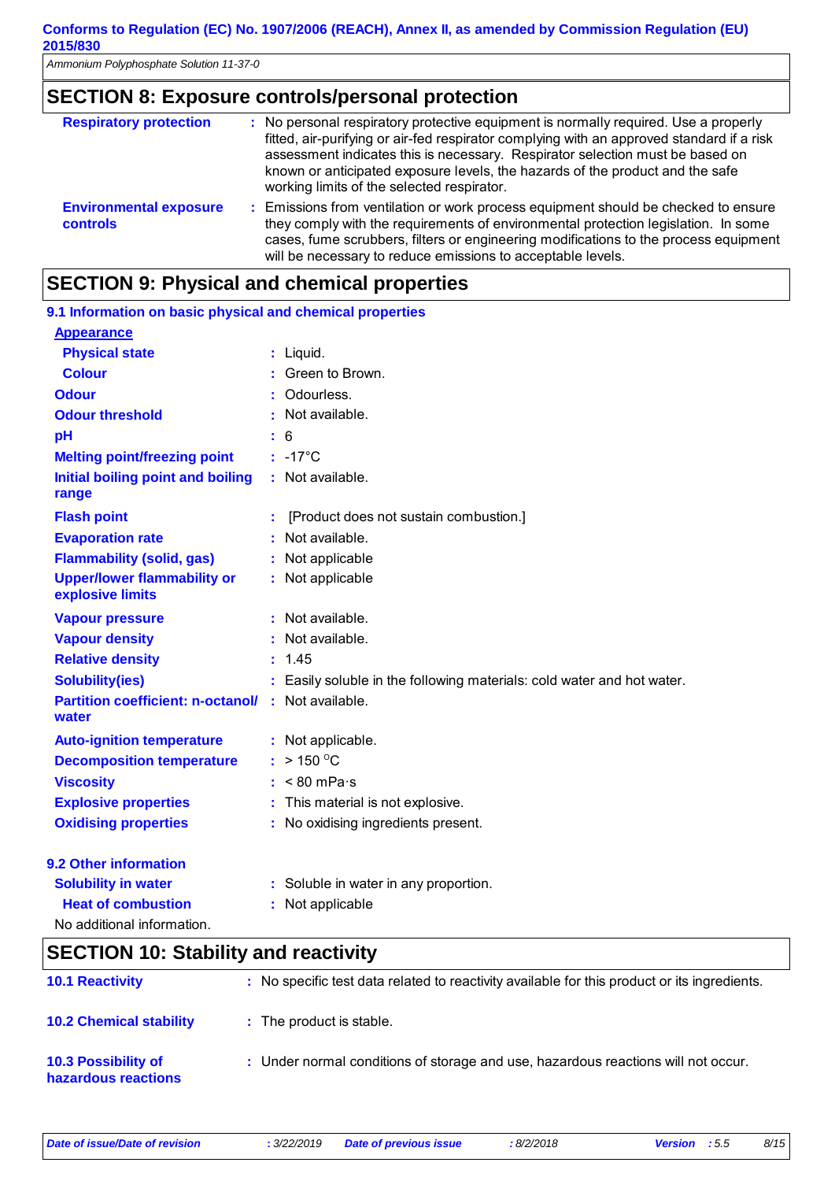## SECTION 8: Exposure controls/personal protection

| | |
|---|---|
| **Respiratory protection** | : No personal respiratory protective equipment is normally required. Use a properly fitted, air-purifying or air-fed respirator complying with an approved standard if a risk assessment indicates this is necessary. Respirator selection must be based on known or anticipated exposure levels, the hazards of the product and the safe working limits of the selected respirator. |
| **Environmental exposure controls** | : Emissions from ventilation or work process equipment should be checked to ensure they comply with the requirements of environmental protection legislation. In some cases, fume scrubbers, filters or engineering modifications to the process equipment will be necessary to reduce emissions to acceptable levels. |

## SECTION 9: Physical and chemical properties

### 9.1 Information on basic physical and chemical properties

**Appearance**

| | |
|---|---|
| **Physical state** | : Liquid. |
| **Colour** | : Green to Brown. |
| **Odour** | : Odourless. |
| **Odour threshold** | : Not available. |
| **pH** | : 6 |
| **Melting point/freezing point** | : -17°C |
| **Initial boiling point and boiling range** | : Not available. |
| **Flash point** | : [Product does not sustain combustion.] |
| **Evaporation rate** | : Not available. |
| **Flammability (solid, gas)** | : Not applicable |
| **Upper/lower flammability or explosive limits** | : Not applicable |
| **Vapour pressure** | : Not available. |
| **Vapour density** | : Not available. |
| **Relative density** | : 1.45 |
| **Solubility(ies)** | : Easily soluble in the following materials: cold water and hot water. |
| **Partition coefficient: n-octanol/ water** | : Not available. |
| **Auto-ignition temperature** | : Not applicable. |
| **Decomposition temperature** | : > 150 °C |
| **Viscosity** | : < 80 mPa·s |
| **Explosive properties** | : This material is not explosive. |
| **Oxidising properties** | : No oxidising ingredients present. |

### 9.2 Other information

| | |
|---|---|
| **Solubility in water** | : Soluble in water in any proportion. |
| **Heat of combustion** | : Not applicable |

No additional information.

## SECTION 10: Stability and reactivity

| | |
|---|---|
| **10.1 Reactivity** | : No specific test data related to reactivity available for this product or its ingredients. |
| **10.2 Chemical stability** | : The product is stable. |
| **10.3 Possibility of hazardous reactions** | : Under normal conditions of storage and use, hazardous reactions will not occur. |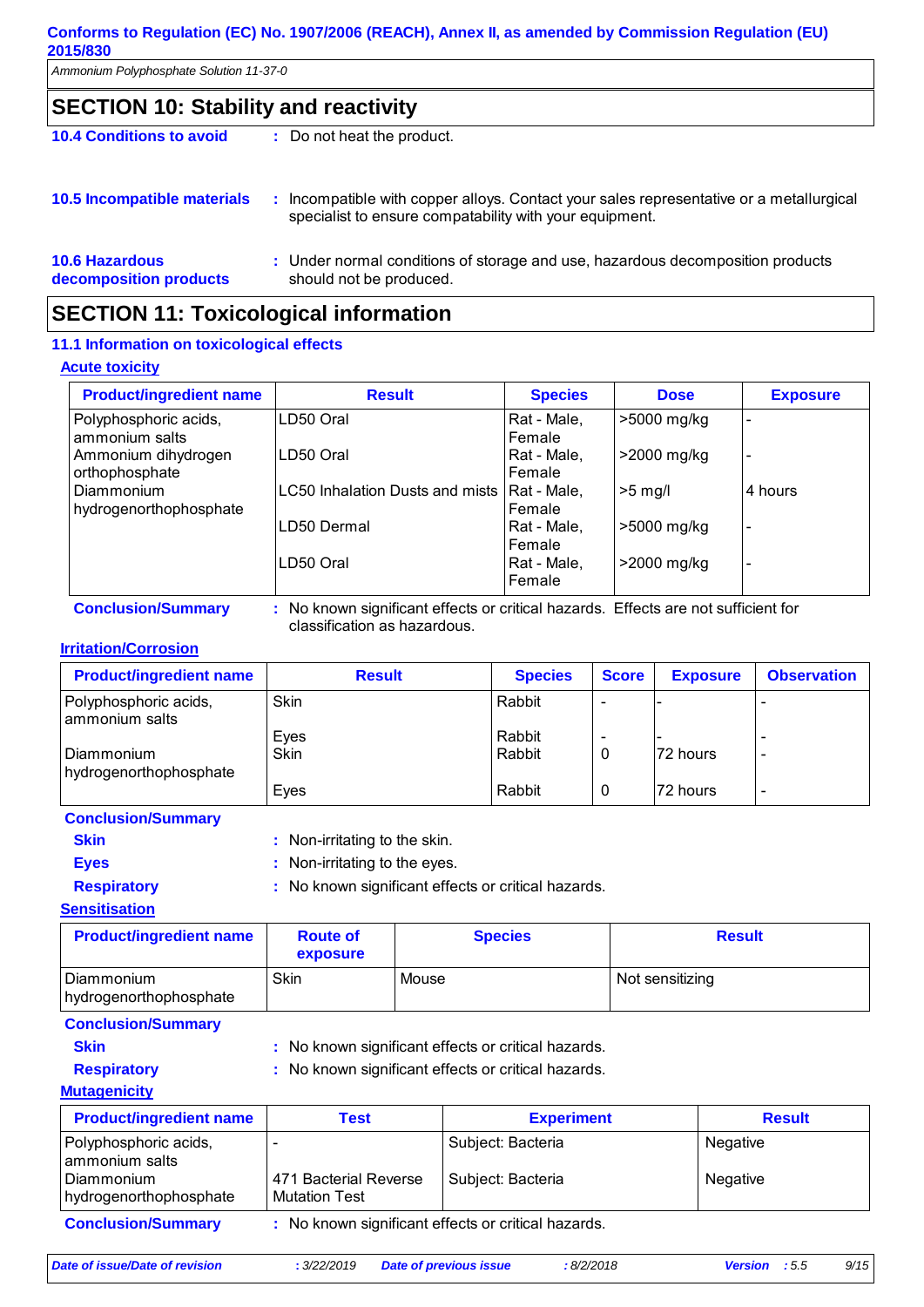## SECTION 10: Stability and reactivity

**10.4 Conditions to avoid** : Do not heat the product.

**10.5 Incompatible materials** : Incompatible with copper alloys. Contact your sales representative or a metallurgical specialist to ensure compatability with your equipment.

**10.6 Hazardous decomposition products** : Under normal conditions of storage and use, hazardous decomposition products should not be produced.

## SECTION 11: Toxicological information

### 11.1 Information on toxicological effects

**Acute toxicity**

| Product/ingredient name | Result | Species | Dose | Exposure |
|---|---|---|---|---|
| Polyphosphoric acids, ammonium salts | LD50 Oral | Rat - Male, Female | >5000 mg/kg | - |
| Ammonium dihydrogen orthophosphate | LD50 Oral | Rat - Male, Female | >2000 mg/kg | - |
| Diammonium hydrogenorthophosphate | LC50 Inhalation Dusts and mists | Rat - Male, Female | >5 mg/l | 4 hours |
| | LD50 Dermal | Rat - Male, Female | >5000 mg/kg | - |
| | LD50 Oral | Rat - Male, Female | >2000 mg/kg | - |

**Conclusion/Summary** : No known significant effects or critical hazards. Effects are not sufficient for classification as hazardous.

**Irritation/Corrosion**

| Product/ingredient name | Result | Species | Score | Exposure | Observation |
|---|---|---|---|---|---|
| Polyphosphoric acids, ammonium salts | Skin | Rabbit | - | - | - |
| | Eyes | Rabbit | - | - | - |
| Diammonium hydrogenorthophosphate | Skin | Rabbit | 0 | 72 hours | - |
| | Eyes | Rabbit | 0 | 72 hours | - |

**Conclusion/Summary**

**Skin** : Non-irritating to the skin.

**Eyes** : Non-irritating to the eyes.

**Respiratory** : No known significant effects or critical hazards.

**Sensitisation**

| Product/ingredient name | Route of exposure | Species | Result |
|---|---|---|---|
| Diammonium hydrogenorthophosphate | Skin | Mouse | Not sensitizing |

**Conclusion/Summary**

**Skin** : No known significant effects or critical hazards.

**Respiratory** : No known significant effects or critical hazards.

**Mutagenicity**

| Product/ingredient name | Test | Experiment | Result |
|---|---|---|---|
| Polyphosphoric acids, ammonium salts | - | Subject: Bacteria | Negative |
| Diammonium hydrogenorthophosphate | 471 Bacterial Reverse Mutation Test | Subject: Bacteria | Negative |

**Conclusion/Summary** : No known significant effects or critical hazards.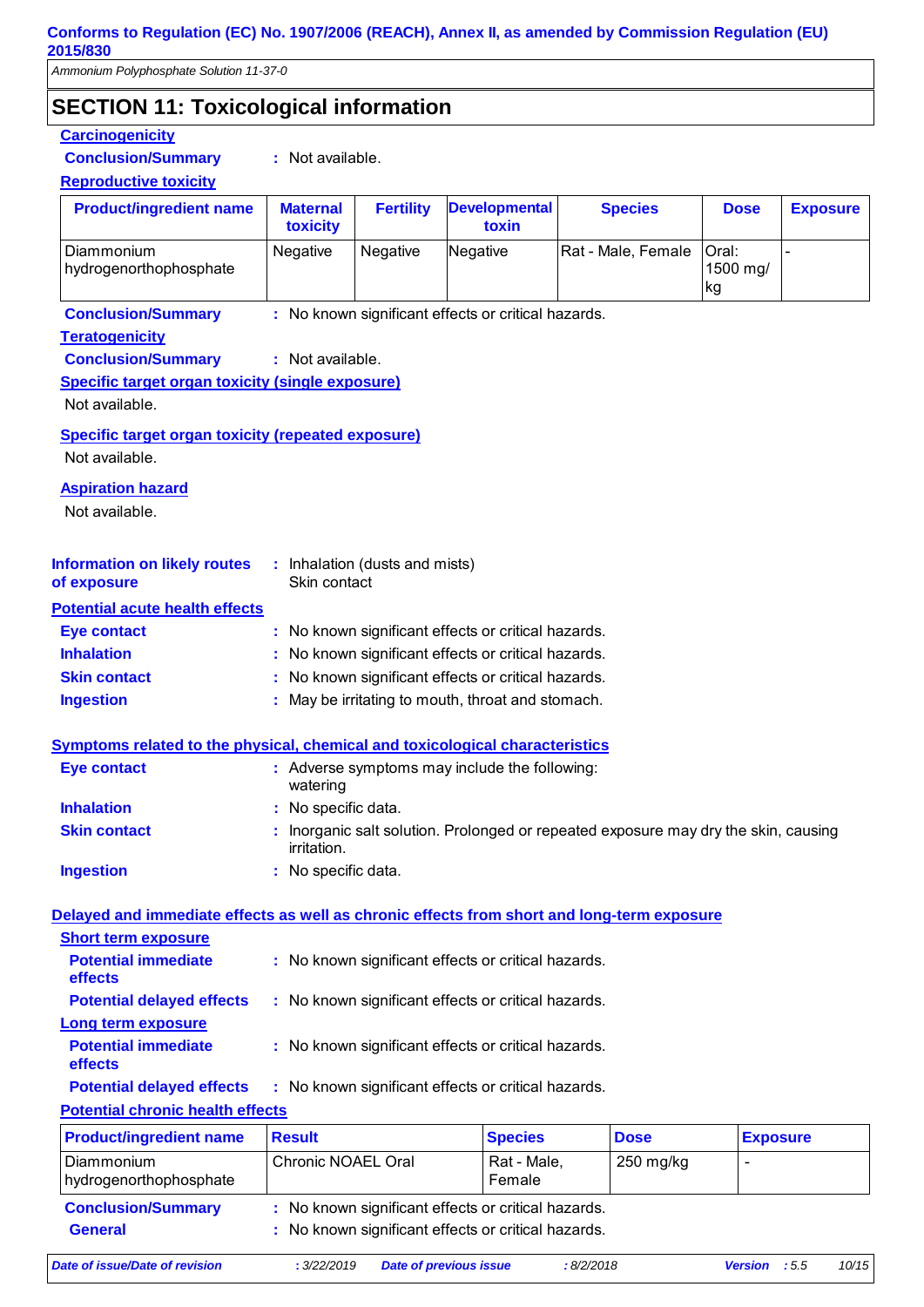## SECTION 11: Toxicological information

**Carcinogenicity**

**Conclusion/Summary** : Not available.

**Reproductive toxicity**

| Product/ingredient name | Maternal toxicity | Fertility | Developmental toxin | Species | Dose | Exposure |
|---|---|---|---|---|---|---|
| Diammonium hydrogenorthophosphate | Negative | Negative | Negative | Rat - Male, Female | Oral: 1500 mg/kg | - |

**Conclusion/Summary** : No known significant effects or critical hazards.

**Teratogenicity**

**Conclusion/Summary** : Not available.

**Specific target organ toxicity (single exposure)**

Not available.

**Specific target organ toxicity (repeated exposure)**

Not available.

**Aspiration hazard**

Not available.

**Information on likely routes of exposure** : Inhalation (dusts and mists)
Skin contact

**Potential acute health effects**

**Eye contact** : No known significant effects or critical hazards.

**Inhalation** : No known significant effects or critical hazards.

**Skin contact** : No known significant effects or critical hazards.

**Ingestion** : May be irritating to mouth, throat and stomach.

**Symptoms related to the physical, chemical and toxicological characteristics**

**Eye contact** : Adverse symptoms may include the following:
watering

**Inhalation** : No specific data.

**Skin contact** : Inorganic salt solution. Prolonged or repeated exposure may dry the skin, causing irritation.

**Ingestion** : No specific data.

**Delayed and immediate effects as well as chronic effects from short and long-term exposure**

**Short term exposure**

**Potential immediate effects** : No known significant effects or critical hazards.

**Potential delayed effects** : No known significant effects or critical hazards.

**Long term exposure**

**Potential immediate effects** : No known significant effects or critical hazards.

**Potential delayed effects** : No known significant effects or critical hazards.

**Potential chronic health effects**

| Product/ingredient name | Result | Species | Dose | Exposure |
|---|---|---|---|---|
| Diammonium hydrogenorthophosphate | Chronic NOAEL Oral | Rat - Male, Female | 250 mg/kg | - |

**Conclusion/Summary** : No known significant effects or critical hazards.

**General** : No known significant effects or critical hazards.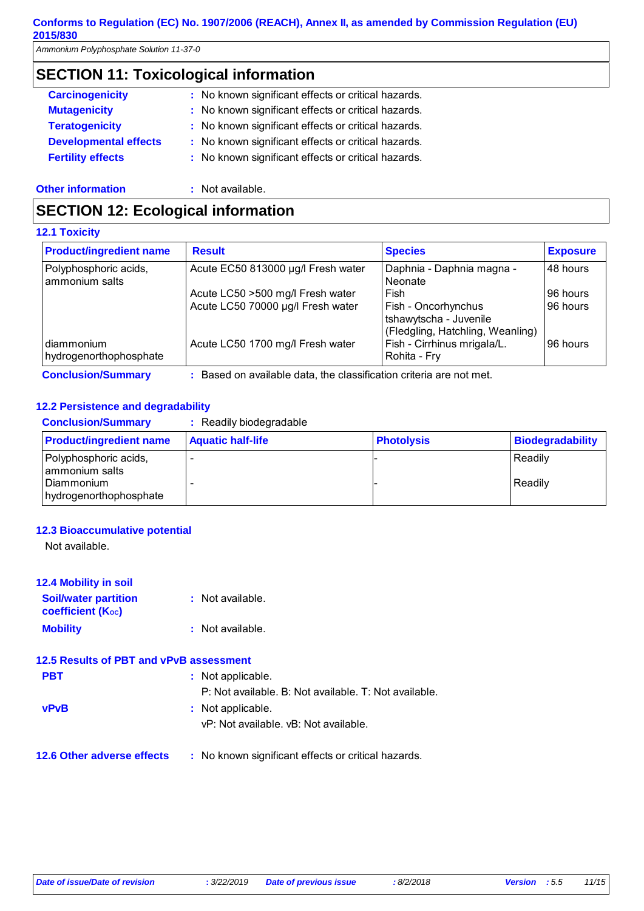## SECTION 11: Toxicological information

**Carcinogenicity** : No known significant effects or critical hazards.

**Mutagenicity** : No known significant effects or critical hazards.

**Teratogenicity** : No known significant effects or critical hazards.

**Developmental effects** : No known significant effects or critical hazards.

**Fertility effects** : No known significant effects or critical hazards.

**Other information** : Not available.

## SECTION 12: Ecological information

### 12.1 Toxicity

| Product/ingredient name | Result | Species | Exposure |
|---|---|---|---|
| Polyphosphoric acids, ammonium salts | Acute EC50 813000 µg/l Fresh water | Daphnia - Daphnia magna - Neonate | 48 hours |
| | Acute LC50 >500 mg/l Fresh water | Fish | 96 hours |
| | Acute LC50 70000 µg/l Fresh water | Fish - Oncorhynchus tshawytscha - Juvenile (Fledgling, Hatchling, Weanling) | 96 hours |
| diammonium hydrogenorthophosphate | Acute LC50 1700 mg/l Fresh water | Fish - Cirrhinus mrigala/L. Rohita - Fry | 96 hours |

**Conclusion/Summary** : Based on available data, the classification criteria are not met.

### 12.2 Persistence and degradability

**Conclusion/Summary** : Readily biodegradable

| Product/ingredient name | Aquatic half-life | Photolysis | Biodegradability |
|---|---|---|---|
| Polyphosphoric acids, ammonium salts | - | - | Readily |
| Diammonium hydrogenorthophosphate | - | - | Readily |

### 12.3 Bioaccumulative potential

Not available.

### 12.4 Mobility in soil

**Soil/water partition coefficient ($K_{OC}$)** : Not available.

**Mobility** : Not available.

### 12.5 Results of PBT and vPvB assessment

**PBT** : Not applicable.
P: Not available. B: Not available. T: Not available.

**vPvB** : Not applicable.
vP: Not available. vB: Not available.

### 12.6 Other adverse effects

: No known significant effects or critical hazards.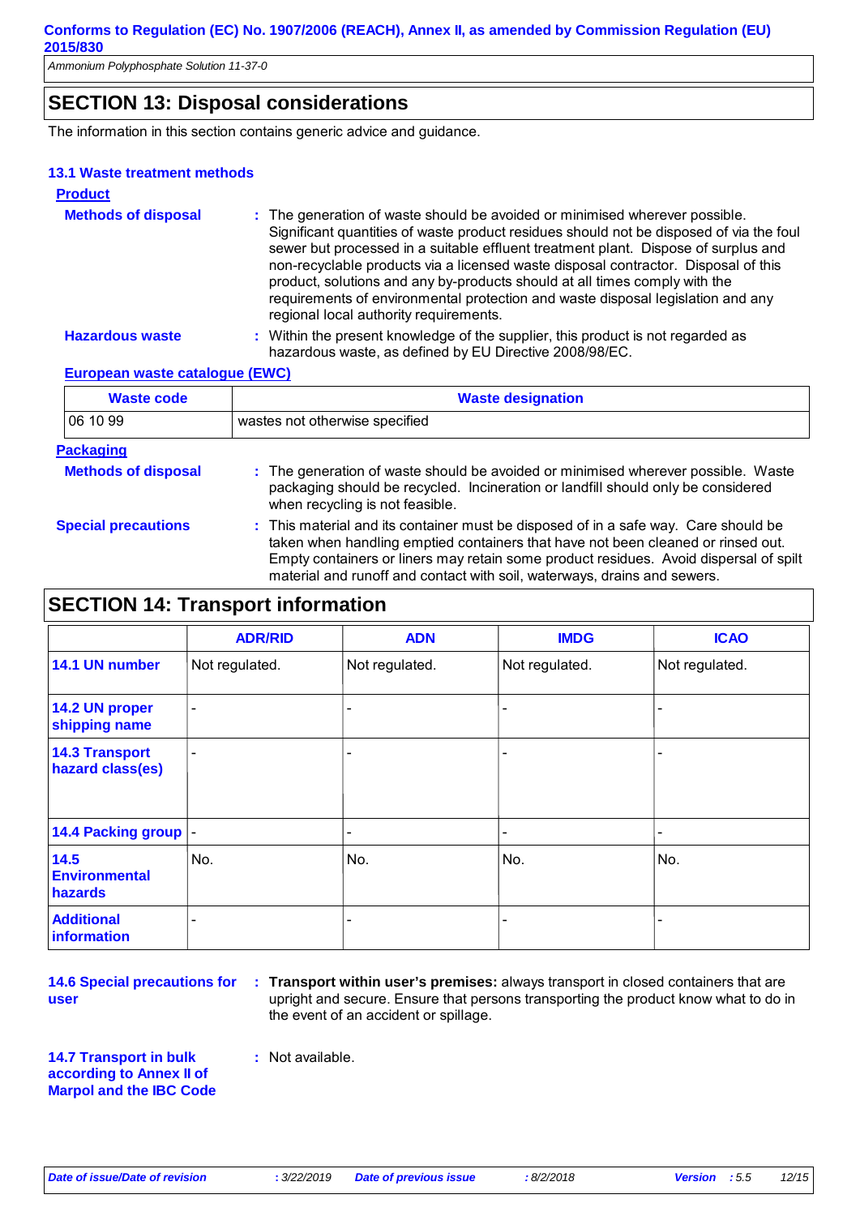## SECTION 13: Disposal considerations

The information in this section contains generic advice and guidance.

### 13.1 Waste treatment methods

**Product**

**Methods of disposal** : The generation of waste should be avoided or minimised wherever possible. Significant quantities of waste product residues should not be disposed of via the foul sewer but processed in a suitable effluent treatment plant. Dispose of surplus and non-recyclable products via a licensed waste disposal contractor. Disposal of this product, solutions and any by-products should at all times comply with the requirements of environmental protection and waste disposal legislation and any regional local authority requirements.

**Hazardous waste** : Within the present knowledge of the supplier, this product is not regarded as hazardous waste, as defined by EU Directive 2008/98/EC.

**European waste catalogue (EWC)**

| Waste code | Waste designation |
|---|---|
| 06 10 99 | wastes not otherwise specified |

**Packaging**

**Methods of disposal** : The generation of waste should be avoided or minimised wherever possible. Waste packaging should be recycled. Incineration or landfill should only be considered when recycling is not feasible.

**Special precautions** : This material and its container must be disposed of in a safe way. Care should be taken when handling emptied containers that have not been cleaned or rinsed out. Empty containers or liners may retain some product residues. Avoid dispersal of spilt material and runoff and contact with soil, waterways, drains and sewers.

## SECTION 14: Transport information

| | ADR/RID | ADN | IMDG | ICAO |
|---|---|---|---|---|
| **14.1 UN number** | Not regulated. | Not regulated. | Not regulated. | Not regulated. |
| **14.2 UN proper shipping name** | - | - | - | - |
| **14.3 Transport hazard class(es)** | - | - | - | - |
| **14.4 Packing group** | - | - | - | - |
| **14.5 Environmental hazards** | No. | No. | No. | No. |
| **Additional information** | - | - | - | - |

**14.6 Special precautions for user** : **Transport within user's premises:** always transport in closed containers that are upright and secure. Ensure that persons transporting the product know what to do in the event of an accident or spillage.

**14.7 Transport in bulk according to Annex II of Marpol and the IBC Code** : Not available.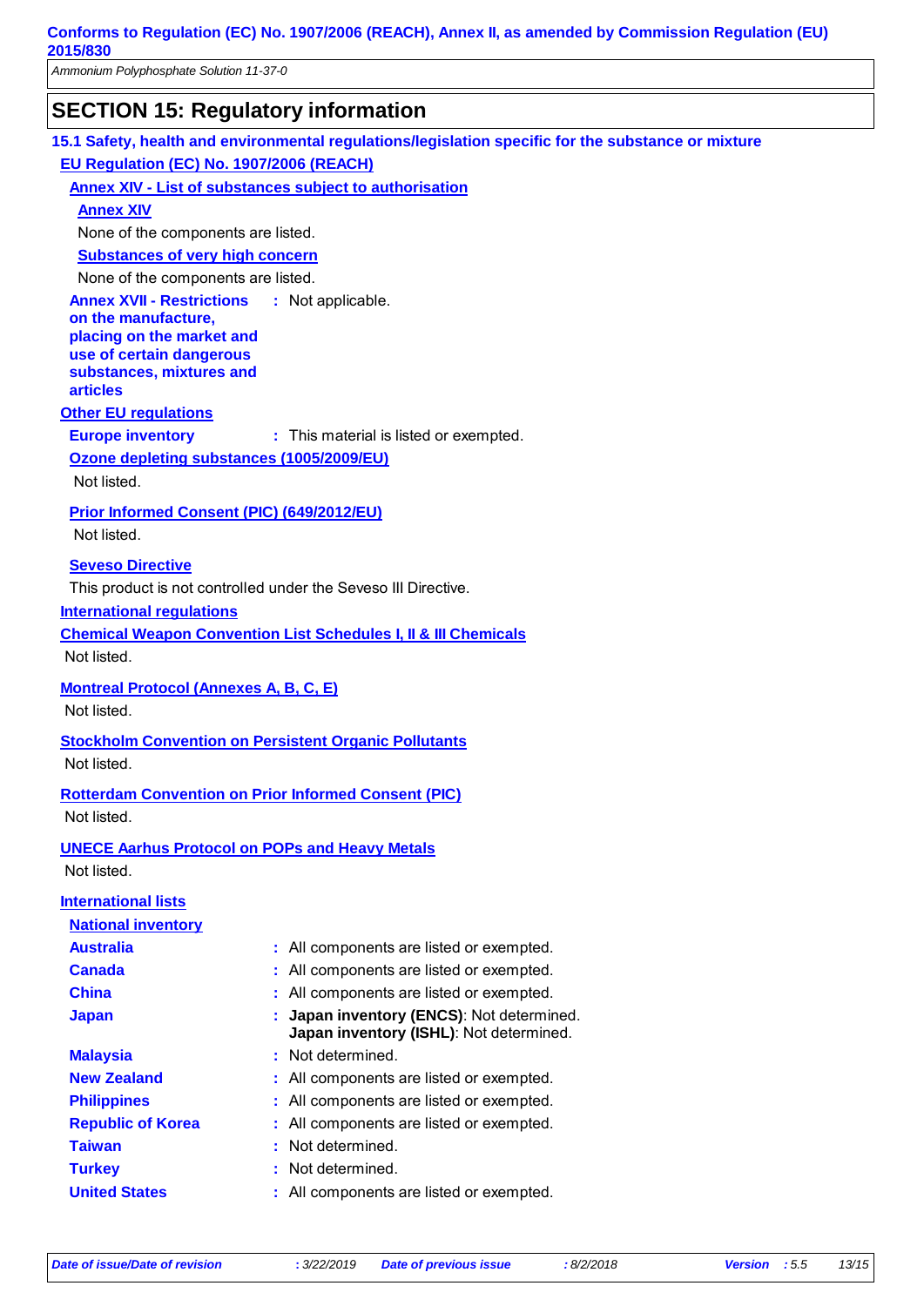## SECTION 15: Regulatory information

### 15.1 Safety, health and environmental regulations/legislation specific for the substance or mixture

**EU Regulation (EC) No. 1907/2006 (REACH)**

**Annex XIV - List of substances subject to authorisation**

**Annex XIV**

None of the components are listed.

**Substances of very high concern**

None of the components are listed.

**Annex XVII - Restrictions on the manufacture, placing on the market and use of certain dangerous substances, mixtures and articles** : Not applicable.

**Other EU regulations**

**Europe inventory** : This material is listed or exempted.

**Ozone depleting substances (1005/2009/EU)**

Not listed.

**Prior Informed Consent (PIC) (649/2012/EU)**

Not listed.

**Seveso Directive**

This product is not controlled under the Seveso III Directive.

**International regulations**

**Chemical Weapon Convention List Schedules I, II & III Chemicals**

Not listed.

**Montreal Protocol (Annexes A, B, C, E)**

Not listed.

**Stockholm Convention on Persistent Organic Pollutants**

Not listed.

**Rotterdam Convention on Prior Informed Consent (PIC)**

Not listed.

**UNECE Aarhus Protocol on POPs and Heavy Metals**

Not listed.

**International lists**

**National inventory**

| | |
|---|---|
| **Australia** | : All components are listed or exempted. |
| **Canada** | : All components are listed or exempted. |
| **China** | : All components are listed or exempted. |
| **Japan** | : **Japan inventory (ENCS)**: Not determined.<br>**Japan inventory (ISHL)**: Not determined. |
| **Malaysia** | : Not determined. |
| **New Zealand** | : All components are listed or exempted. |
| **Philippines** | : All components are listed or exempted. |
| **Republic of Korea** | : All components are listed or exempted. |
| **Taiwan** | : Not determined. |
| **Turkey** | : Not determined. |
| **United States** | : All components are listed or exempted. |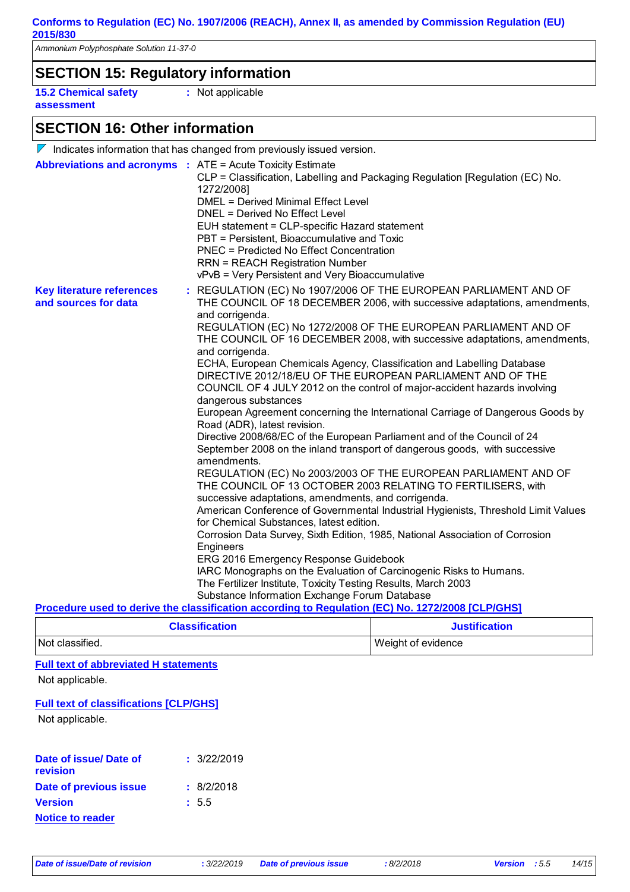## SECTION 15: Regulatory information

**15.2 Chemical safety assessment** : Not applicable

## SECTION 16: Other information

Indicates information that has changed from previously issued version.

**Abbreviations and acronyms** :
ATE = Acute Toxicity Estimate
CLP = Classification, Labelling and Packaging Regulation [Regulation (EC) No. 1272/2008]
DMEL = Derived Minimal Effect Level
DNEL = Derived No Effect Level
EUH statement = CLP-specific Hazard statement
PBT = Persistent, Bioaccumulative and Toxic
PNEC = Predicted No Effect Concentration
RRN = REACH Registration Number
vPvB = Very Persistent and Very Bioaccumulative

**Key literature references and sources for data** :
REGULATION (EC) No 1907/2006 OF THE EUROPEAN PARLIAMENT AND OF THE COUNCIL OF 18 DECEMBER 2006, with successive adaptations, amendments, and corrigenda.
REGULATION (EC) No 1272/2008 OF THE EUROPEAN PARLIAMENT AND OF THE COUNCIL OF 16 DECEMBER 2008, with successive adaptations, amendments, and corrigenda.
ECHA, European Chemicals Agency, Classification and Labelling Database
DIRECTIVE 2012/18/EU OF THE EUROPEAN PARLIAMENT AND OF THE COUNCIL OF 4 JULY 2012 on the control of major-accident hazards involving dangerous substances
European Agreement concerning the International Carriage of Dangerous Goods by Road (ADR), latest revision.
Directive 2008/68/EC of the European Parliament and of the Council of 24 September 2008 on the inland transport of dangerous goods, with successive amendments.
REGULATION (EC) No 2003/2003 OF THE EUROPEAN PARLIAMENT AND OF THE COUNCIL OF 13 OCTOBER 2003 RELATING TO FERTILISERS, with successive adaptations, amendments, and corrigenda.
American Conference of Governmental Industrial Hygienists, Threshold Limit Values for Chemical Substances, latest edition.
Corrosion Data Survey, Sixth Edition, 1985, National Association of Corrosion Engineers
ERG 2016 Emergency Response Guidebook
IARC Monographs on the Evaluation of Carcinogenic Risks to Humans.
The Fertilizer Institute, Toxicity Testing Results, March 2003
Substance Information Exchange Forum Database

**Procedure used to derive the classification according to Regulation (EC) No. 1272/2008 [CLP/GHS]**

| Classification | Justification |
|---|---|
| Not classified. | Weight of evidence |

**Full text of abbreviated H statements**

Not applicable.

**Full text of classifications [CLP/GHS]**

Not applicable.

**Date of issue/ Date of revision** : 3/22/2019

**Date of previous issue** : 8/2/2018

**Version** : 5.5

**Notice to reader**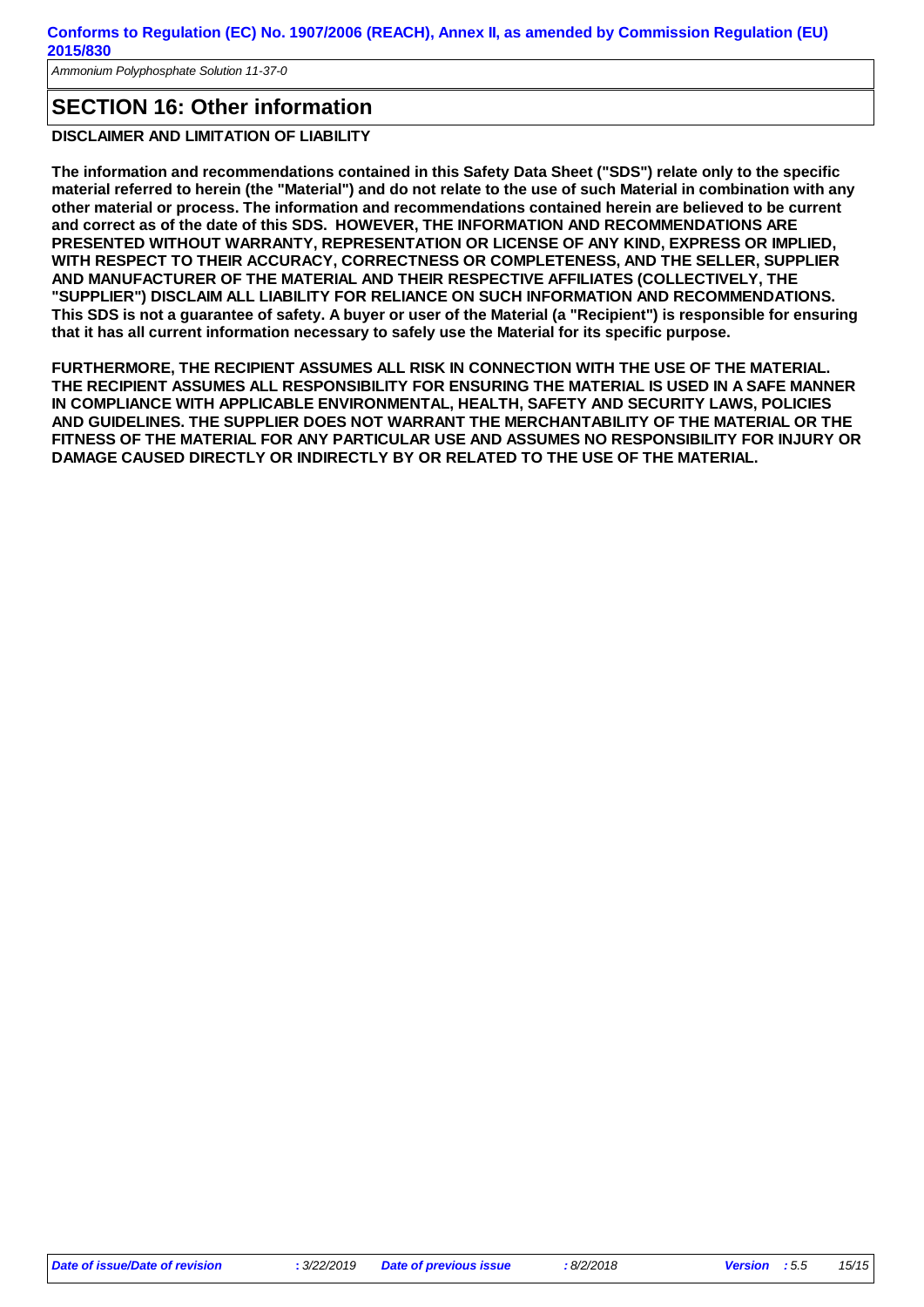## SECTION 16: Other information

**DISCLAIMER AND LIMITATION OF LIABILITY**

**The information and recommendations contained in this Safety Data Sheet ("SDS") relate only to the specific material referred to herein (the "Material") and do not relate to the use of such Material in combination with any other material or process. The information and recommendations contained herein are believed to be current and correct as of the date of this SDS. HOWEVER, THE INFORMATION AND RECOMMENDATIONS ARE PRESENTED WITHOUT WARRANTY, REPRESENTATION OR LICENSE OF ANY KIND, EXPRESS OR IMPLIED, WITH RESPECT TO THEIR ACCURACY, CORRECTNESS OR COMPLETENESS, AND THE SELLER, SUPPLIER AND MANUFACTURER OF THE MATERIAL AND THEIR RESPECTIVE AFFILIATES (COLLECTIVELY, THE "SUPPLIER") DISCLAIM ALL LIABILITY FOR RELIANCE ON SUCH INFORMATION AND RECOMMENDATIONS. This SDS is not a guarantee of safety. A buyer or user of the Material (a "Recipient") is responsible for ensuring that it has all current information necessary to safely use the Material for its specific purpose.**

**FURTHERMORE, THE RECIPIENT ASSUMES ALL RISK IN CONNECTION WITH THE USE OF THE MATERIAL. THE RECIPIENT ASSUMES ALL RESPONSIBILITY FOR ENSURING THE MATERIAL IS USED IN A SAFE MANNER IN COMPLIANCE WITH APPLICABLE ENVIRONMENTAL, HEALTH, SAFETY AND SECURITY LAWS, POLICIES AND GUIDELINES. THE SUPPLIER DOES NOT WARRANT THE MERCHANTABILITY OF THE MATERIAL OR THE FITNESS OF THE MATERIAL FOR ANY PARTICULAR USE AND ASSUMES NO RESPONSIBILITY FOR INJURY OR DAMAGE CAUSED DIRECTLY OR INDIRECTLY BY OR RELATED TO THE USE OF THE MATERIAL.**